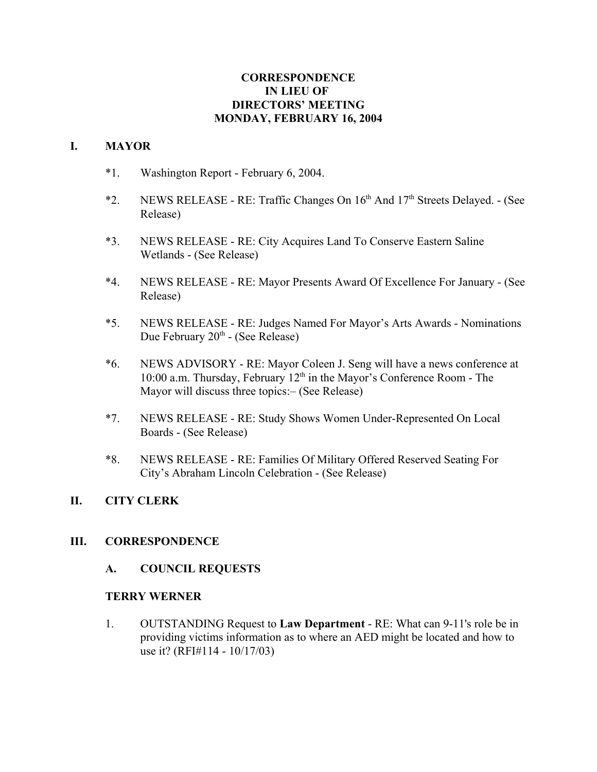# CORRESPONDENCE
# IN LIEU OF
# DIRECTORS' MEETING
# MONDAY, FEBRUARY 16, 2004

## I. MAYOR

*1. Washington Report - February 6, 2004.

*2. NEWS RELEASE - RE: Traffic Changes On 16th And 17th Streets Delayed. - (See Release)

*3. NEWS RELEASE - RE: City Acquires Land To Conserve Eastern Saline Wetlands - (See Release)

*4. NEWS RELEASE - RE: Mayor Presents Award Of Excellence For January - (See Release)

*5. NEWS RELEASE - RE: Judges Named For Mayor's Arts Awards - Nominations Due February 20th - (See Release)

*6. NEWS ADVISORY - RE: Mayor Coleen J. Seng will have a news conference at 10:00 a.m. Thursday, February 12th in the Mayor's Conference Room - The Mayor will discuss three topics:– (See Release)

*7. NEWS RELEASE - RE: Study Shows Women Under-Represented On Local Boards - (See Release)

*8. NEWS RELEASE - RE: Families Of Military Offered Reserved Seating For City's Abraham Lincoln Celebration - (See Release)

## II. CITY CLERK

## III. CORRESPONDENCE

### A. COUNCIL REQUESTS

#### TERRY WERNER

1. OUTSTANDING Request to **Law Department** - RE: What can 9-11's role be in providing victims information as to where an AED might be located and how to use it? (RFI#114 - 10/17/03)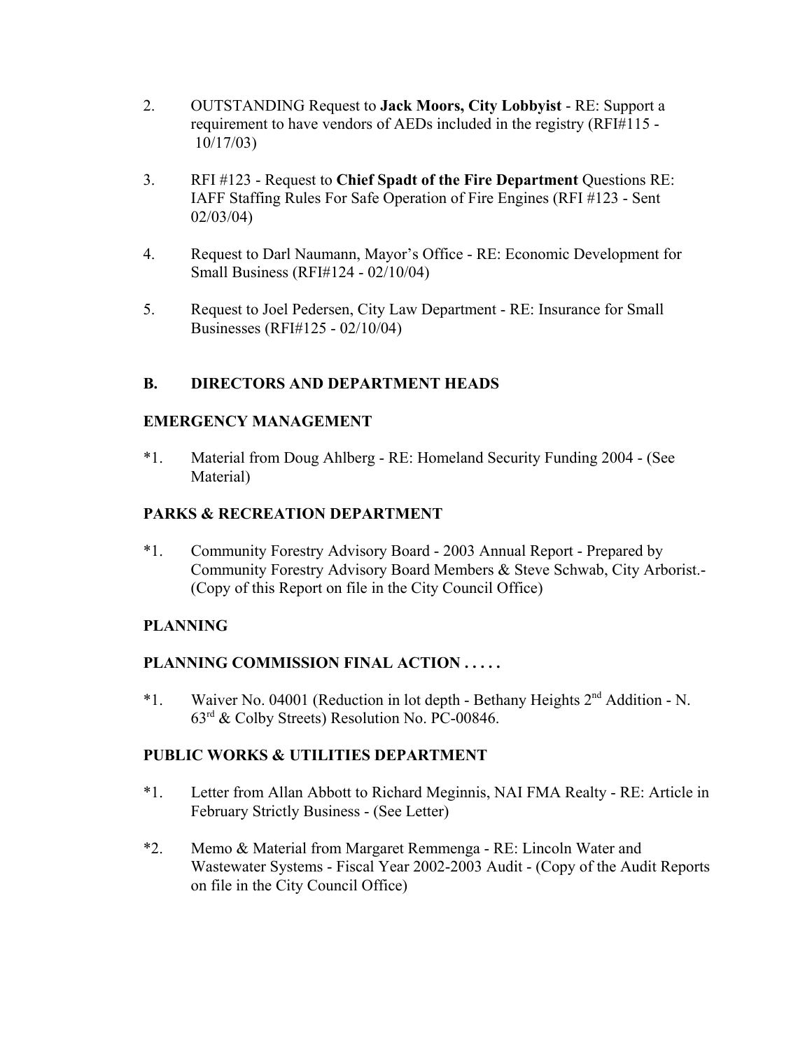2. OUTSTANDING Request to **Jack Moors, City Lobbyist** - RE: Support a requirement to have vendors of AEDs included in the registry (RFI#115 - 10/17/03)

3. RFI #123 - Request to **Chief Spadt of the Fire Department** Questions RE: IAFF Staffing Rules For Safe Operation of Fire Engines (RFI #123 - Sent 02/03/04)

4. Request to Darl Naumann, Mayor's Office - RE: Economic Development for Small Business (RFI#124 - 02/10/04)

5. Request to Joel Pedersen, City Law Department - RE: Insurance for Small Businesses (RFI#125 - 02/10/04)

## B. DIRECTORS AND DEPARTMENT HEADS

### EMERGENCY MANAGEMENT

*1. Material from Doug Ahlberg - RE: Homeland Security Funding 2004 - (See Material)

### PARKS & RECREATION DEPARTMENT

*1. Community Forestry Advisory Board - 2003 Annual Report - Prepared by Community Forestry Advisory Board Members & Steve Schwab, City Arborist.- (Copy of this Report on file in the City Council Office)

### PLANNING

### PLANNING COMMISSION FINAL ACTION . . . . .

*1. Waiver No. 04001 (Reduction in lot depth - Bethany Heights 2nd Addition - N. 63rd & Colby Streets) Resolution No. PC-00846.

### PUBLIC WORKS & UTILITIES DEPARTMENT

*1. Letter from Allan Abbott to Richard Meginnis, NAI FMA Realty - RE: Article in February Strictly Business - (See Letter)

*2. Memo & Material from Margaret Remmenga - RE: Lincoln Water and Wastewater Systems - Fiscal Year 2002-2003 Audit - (Copy of the Audit Reports on file in the City Council Office)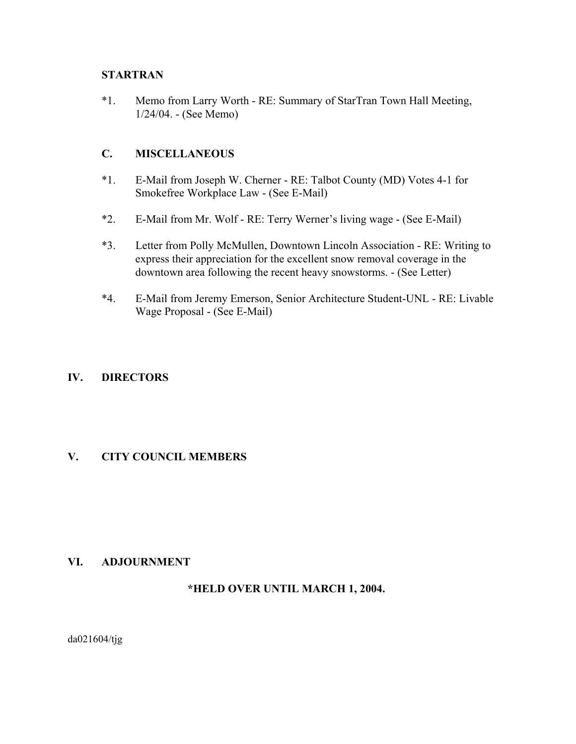**STARTRAN**

*1. Memo from Larry Worth - RE: Summary of StarTran Town Hall Meeting, 1/24/04. - (See Memo)

## C. MISCELLANEOUS

*1. E-Mail from Joseph W. Cherner - RE: Talbot County (MD) Votes 4-1 for Smokefree Workplace Law - (See E-Mail)

*2. E-Mail from Mr. Wolf - RE: Terry Werner's living wage - (See E-Mail)

*3. Letter from Polly McMullen, Downtown Lincoln Association - RE: Writing to express their appreciation for the excellent snow removal coverage in the downtown area following the recent heavy snowstorms. - (See Letter)

*4. E-Mail from Jeremy Emerson, Senior Architecture Student-UNL - RE: Livable Wage Proposal - (See E-Mail)

## IV. DIRECTORS

## V. CITY COUNCIL MEMBERS

## VI. ADJOURNMENT

**\*HELD OVER UNTIL MARCH 1, 2004.**

da021604/tjg